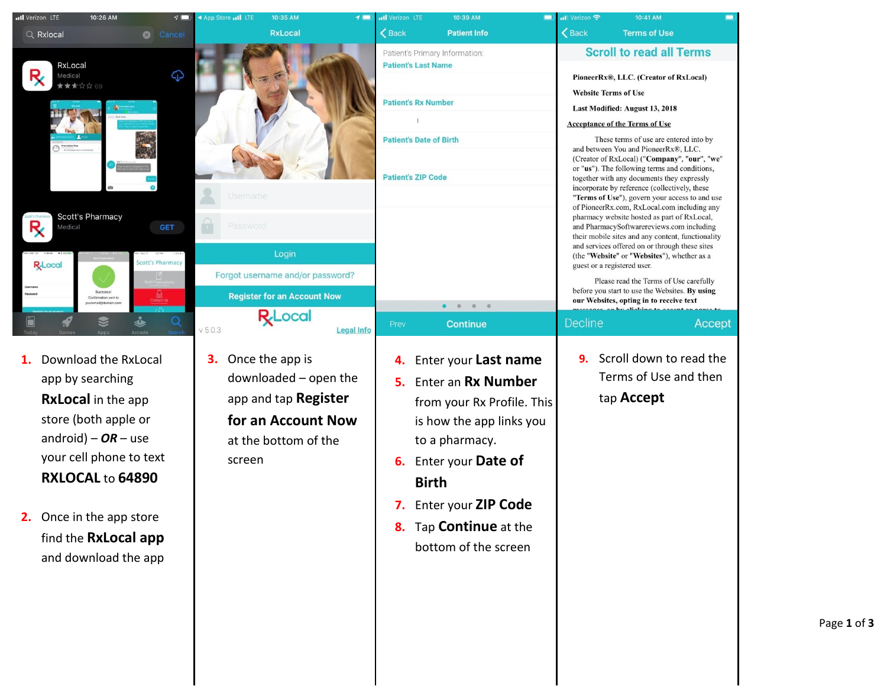1. Download the RxLocal app by searching **RxLocal** in the app store (both apple or android) – ***OR*** – use your cell phone to text **RXLOCAL** to **64890**

2. Once in the app store find the **RxLocal app** and download the app

3. Once the app is downloaded – open the app and tap **Register for an Account Now** at the bottom of the screen

4. Enter your **Last name**
5. Enter an **Rx Number** from your Rx Profile. This is how the app links you to a pharmacy.
6. Enter your **Date of Birth**
7. Enter your **ZIP Code**
8. Tap **Continue** at the bottom of the screen

9. Scroll down to read the Terms of Use and then tap **Accept**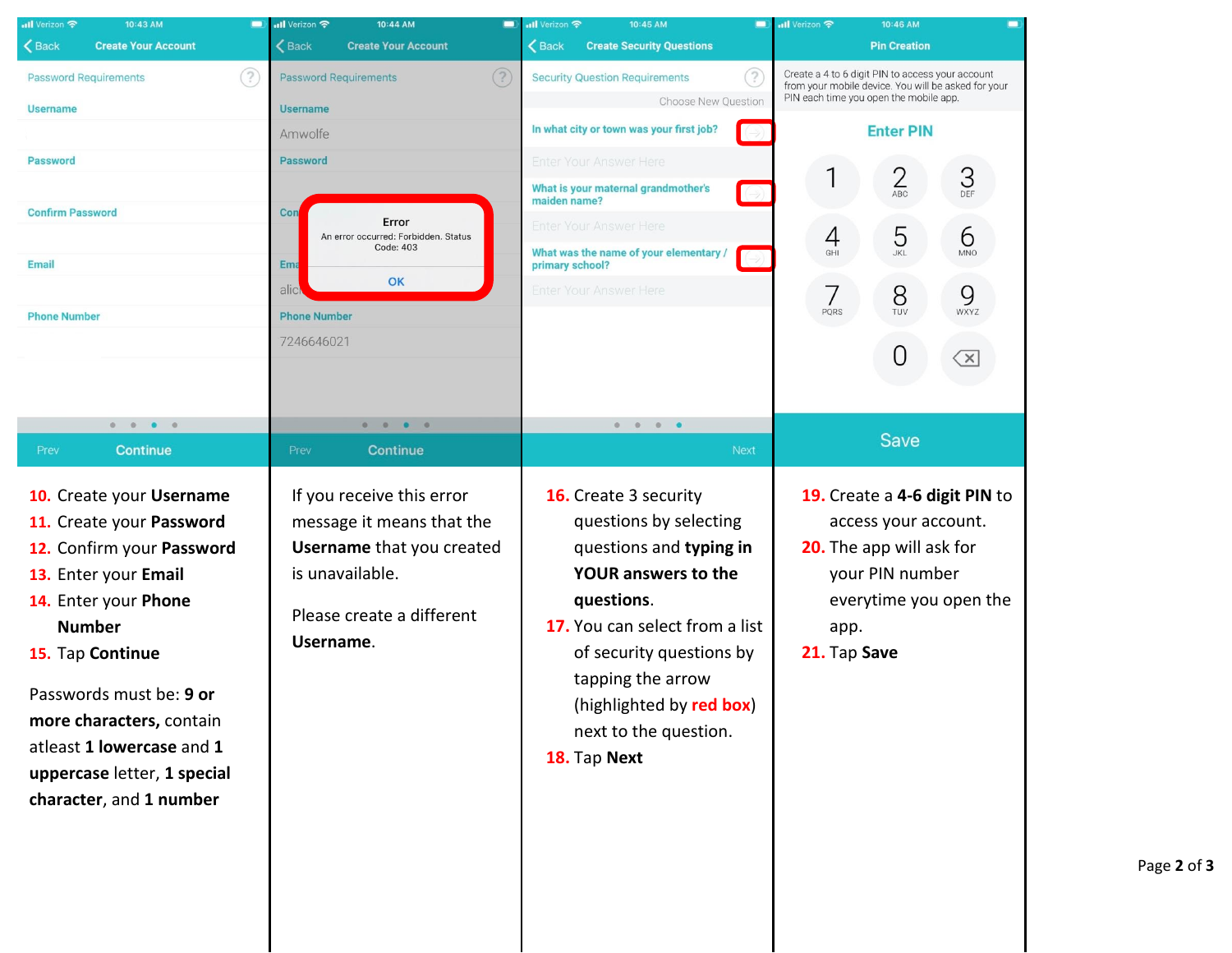10. Create your **Username**
11. Create your **Password**
12. Confirm your **Password**
13. Enter your **Email**
14. Enter your **Phone Number**
15. Tap **Continue**

Passwords must be: **9 or more characters,** contain atleast **1 lowercase** and **1 uppercase** letter, **1 special character**, and **1 number**

If you receive this error message it means that the **Username** that you created is unavailable.

Please create a different **Username**.

16. Create 3 security questions by selecting questions and **typing in YOUR answers to the questions**.
17. You can select from a list of security questions by tapping the arrow (highlighted by **red box**) next to the question.
18. Tap **Next**

19. Create a **4-6 digit PIN** to access your account.
20. The app will ask for your PIN number everytime you open the app.
21. Tap **Save**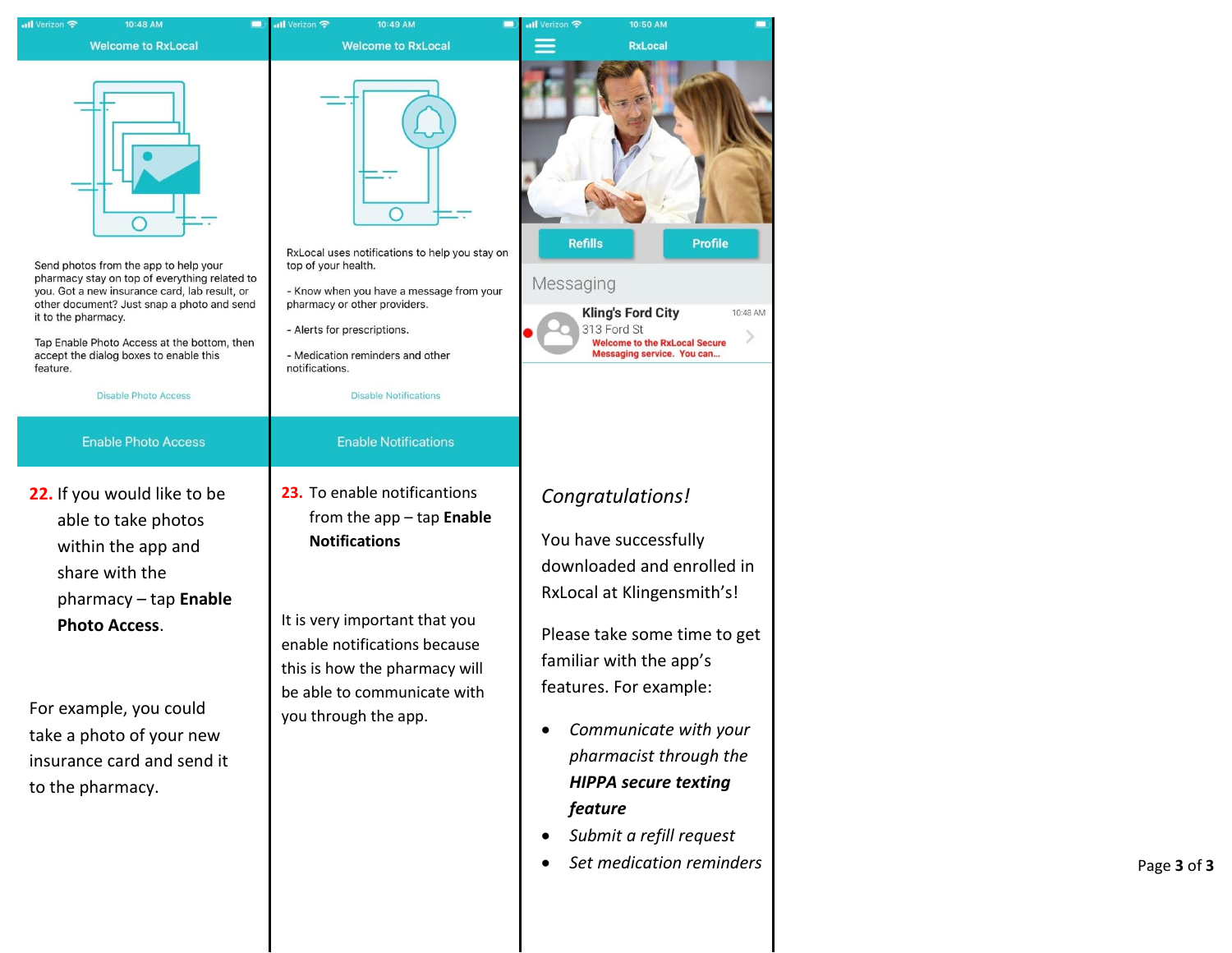Welcome to RxLocal

Send photos from the app to help your pharmacy stay on top of everything related to you. Got a new insurance card, lab result, or other document? Just snap a photo and send it to the pharmacy.

Tap Enable Photo Access at the bottom, then accept the dialog boxes to enable this feature.

Disable Photo Access

Enable Photo Access

**22.** If you would like to be able to take photos within the app and share with the pharmacy – tap **Enable Photo Access**.

For example, you could take a photo of your new insurance card and send it to the pharmacy.

Welcome to RxLocal

RxLocal uses notifications to help you stay on top of your health.

- Know when you have a message from your pharmacy or other providers.
- Alerts for prescriptions.
- Medication reminders and other notifications.

Disable Notifications

Enable Notifications

**23.** To enable notificantions from the app – tap **Enable Notifications**

It is very important that you enable notifications because this is how the pharmacy will be able to communicate with you through the app.

RxLocal

Refills | Profile

Messaging

Kling's Ford City 10:48 AM
313 Ford St
Welcome to the RxLocal Secure Messaging service. You can...

*Congratulations!*

You have successfully downloaded and enrolled in RxLocal at Klingensmith's!

Please take some time to get familiar with the app's features. For example:

- *Communicate with your pharmacist through the* ***HIPPA secure texting feature***
- *Submit a refill request*
- *Set medication reminders*